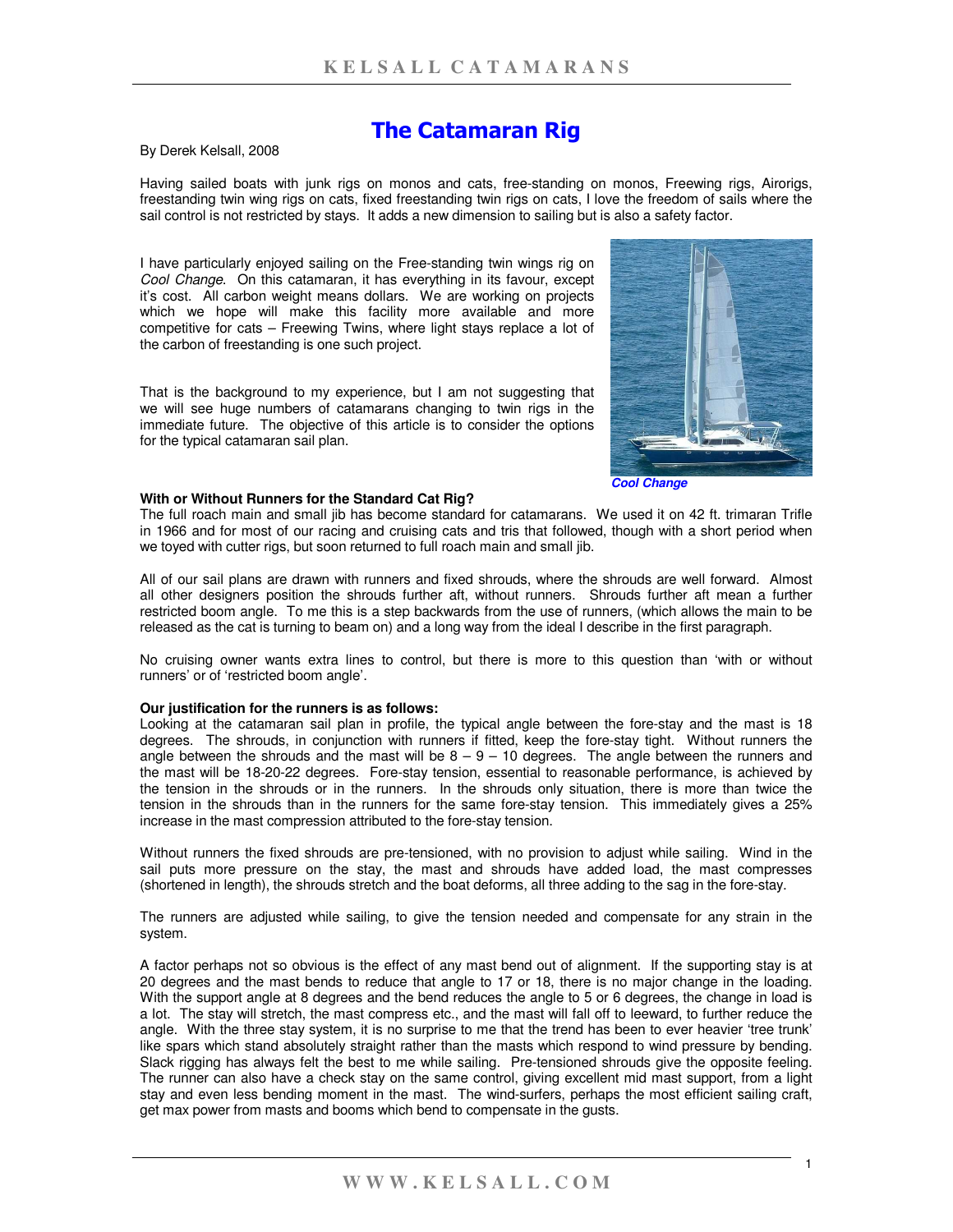# The Catamaran Rig

By Derek Kelsall, 2008

Having sailed boats with junk rigs on monos and cats, free-standing on monos, Freewing rigs, Airorigs, freestanding twin wing rigs on cats, fixed freestanding twin rigs on cats, I love the freedom of sails where the sail control is not restricted by stays. It adds a new dimension to sailing but is also a safety factor.

I have particularly enjoyed sailing on the Free-standing twin wings rig on *Cool Change*. On this catamaran, it has everything in its favour, except it's cost. All carbon weight means dollars. We are working on projects which we hope will make this facility more available and more competitive for cats – Freewing Twins, where light stays replace a lot of the carbon of freestanding is one such project.

That is the background to my experience, but I am not suggesting that we will see huge numbers of catamarans changing to twin rigs in the immediate future. The objective of this article is to consider the options for the typical catamaran sail plan.

***Cool Change***

**With or Without Runners for the Standard Cat Rig?**

The full roach main and small jib has become standard for catamarans. We used it on 42 ft. trimaran Trifle in 1966 and for most of our racing and cruising cats and tris that followed, though with a short period when we toyed with cutter rigs, but soon returned to full roach main and small jib.

All of our sail plans are drawn with runners and fixed shrouds, where the shrouds are well forward. Almost all other designers position the shrouds further aft, without runners. Shrouds further aft mean a further restricted boom angle. To me this is a step backwards from the use of runners, (which allows the main to be released as the cat is turning to beam on) and a long way from the ideal I describe in the first paragraph.

No cruising owner wants extra lines to control, but there is more to this question than 'with or without runners' or of 'restricted boom angle'.

**Our justification for the runners is as follows:**

Looking at the catamaran sail plan in profile, the typical angle between the fore-stay and the mast is 18 degrees. The shrouds, in conjunction with runners if fitted, keep the fore-stay tight. Without runners the angle between the shrouds and the mast will be 8 – 9 – 10 degrees. The angle between the runners and the mast will be 18-20-22 degrees. Fore-stay tension, essential to reasonable performance, is achieved by the tension in the shrouds or in the runners. In the shrouds only situation, there is more than twice the tension in the shrouds than in the runners for the same fore-stay tension. This immediately gives a 25% increase in the mast compression attributed to the fore-stay tension.

Without runners the fixed shrouds are pre-tensioned, with no provision to adjust while sailing. Wind in the sail puts more pressure on the stay, the mast and shrouds have added load, the mast compresses (shortened in length), the shrouds stretch and the boat deforms, all three adding to the sag in the fore-stay.

The runners are adjusted while sailing, to give the tension needed and compensate for any strain in the system.

A factor perhaps not so obvious is the effect of any mast bend out of alignment. If the supporting stay is at 20 degrees and the mast bends to reduce that angle to 17 or 18, there is no major change in the loading. With the support angle at 8 degrees and the bend reduces the angle to 5 or 6 degrees, the change in load is a lot. The stay will stretch, the mast compress etc., and the mast will fall off to leeward, to further reduce the angle. With the three stay system, it is no surprise to me that the trend has been to ever heavier 'tree trunk' like spars which stand absolutely straight rather than the masts which respond to wind pressure by bending. Slack rigging has always felt the best to me while sailing. Pre-tensioned shrouds give the opposite feeling. The runner can also have a check stay on the same control, giving excellent mid mast support, from a light stay and even less bending moment in the mast. The wind-surfers, perhaps the most efficient sailing craft, get max power from masts and booms which bend to compensate in the gusts.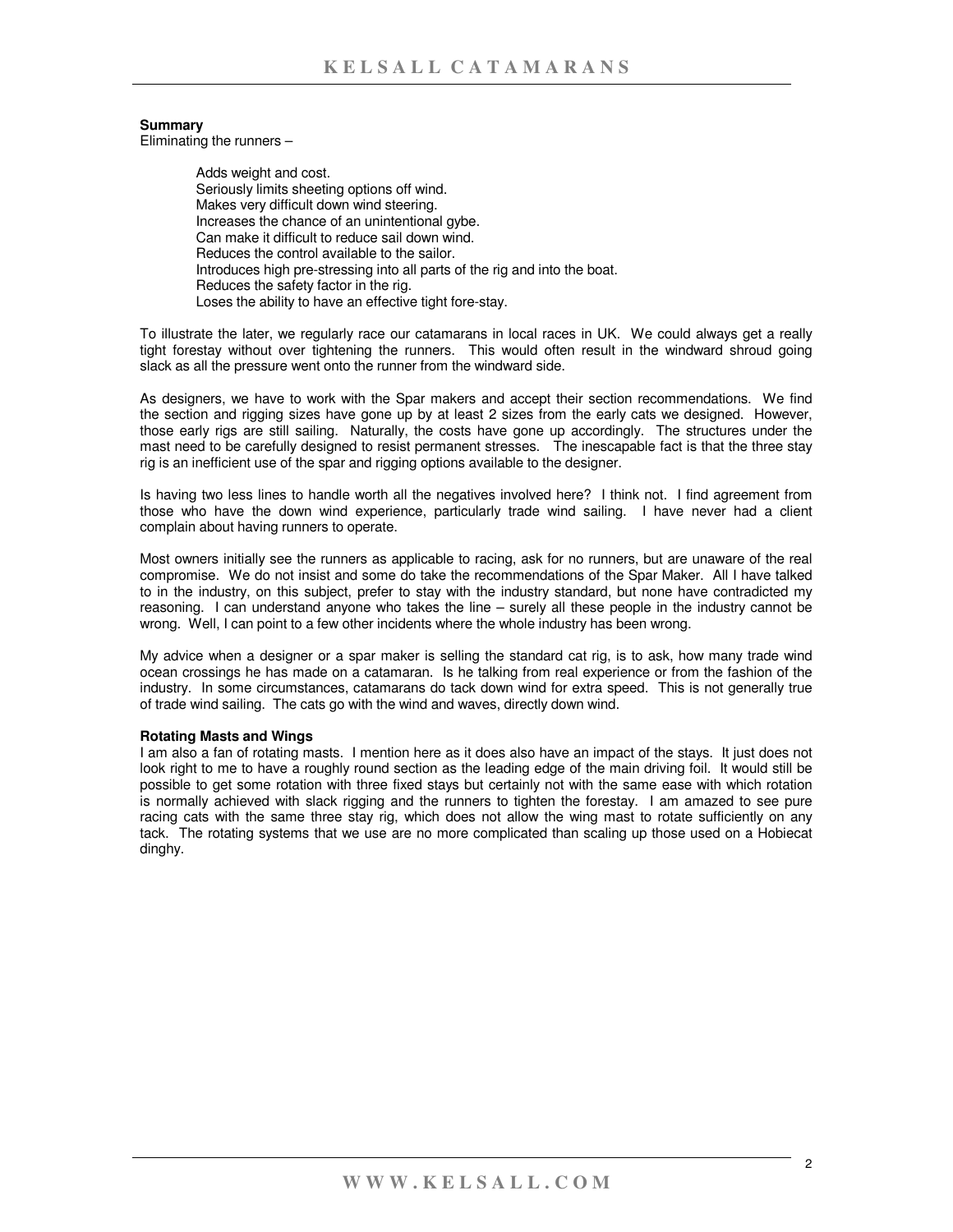**Summary**

Eliminating the runners –

- Adds weight and cost.
- Seriously limits sheeting options off wind.
- Makes very difficult down wind steering.
- Increases the chance of an unintentional gybe.
- Can make it difficult to reduce sail down wind.
- Reduces the control available to the sailor.
- Introduces high pre-stressing into all parts of the rig and into the boat.
- Reduces the safety factor in the rig.
- Loses the ability to have an effective tight fore-stay.

To illustrate the later, we regularly race our catamarans in local races in UK. We could always get a really tight forestay without over tightening the runners. This would often result in the windward shroud going slack as all the pressure went onto the runner from the windward side.

As designers, we have to work with the Spar makers and accept their section recommendations. We find the section and rigging sizes have gone up by at least 2 sizes from the early cats we designed. However, those early rigs are still sailing. Naturally, the costs have gone up accordingly. The structures under the mast need to be carefully designed to resist permanent stresses. The inescapable fact is that the three stay rig is an inefficient use of the spar and rigging options available to the designer.

Is having two less lines to handle worth all the negatives involved here? I think not. I find agreement from those who have the down wind experience, particularly trade wind sailing. I have never had a client complain about having runners to operate.

Most owners initially see the runners as applicable to racing, ask for no runners, but are unaware of the real compromise. We do not insist and some do take the recommendations of the Spar Maker. All I have talked to in the industry, on this subject, prefer to stay with the industry standard, but none have contradicted my reasoning. I can understand anyone who takes the line – surely all these people in the industry cannot be wrong. Well, I can point to a few other incidents where the whole industry has been wrong.

My advice when a designer or a spar maker is selling the standard cat rig, is to ask, how many trade wind ocean crossings he has made on a catamaran. Is he talking from real experience or from the fashion of the industry. In some circumstances, catamarans do tack down wind for extra speed. This is not generally true of trade wind sailing. The cats go with the wind and waves, directly down wind.

**Rotating Masts and Wings**

I am also a fan of rotating masts. I mention here as it does also have an impact of the stays. It just does not look right to me to have a roughly round section as the leading edge of the main driving foil. It would still be possible to get some rotation with three fixed stays but certainly not with the same ease with which rotation is normally achieved with slack rigging and the runners to tighten the forestay. I am amazed to see pure racing cats with the same three stay rig, which does not allow the wing mast to rotate sufficiently on any tack. The rotating systems that we use are no more complicated than scaling up those used on a Hobiecat dinghy.